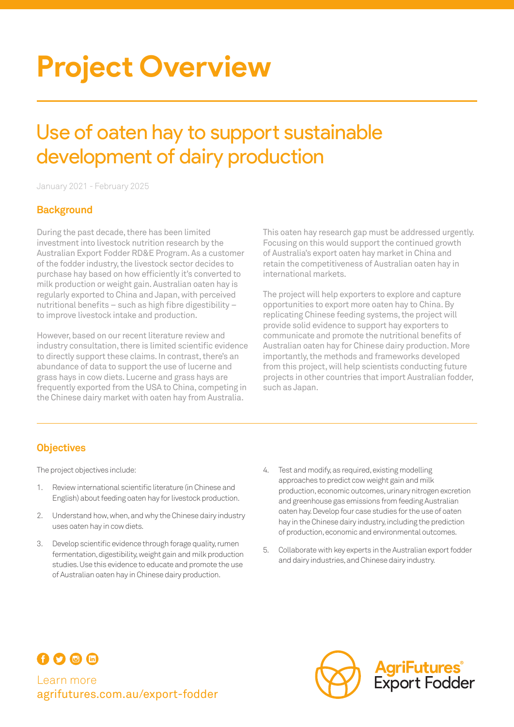# Project Overview

## Use of oaten hay to support sustainable development of dairy production

January 2021 - February 2025

### Background

During the past decade, there has been limited investment into livestock nutrition research by the Australian Export Fodder RD&E Program. As a customer of the fodder industry, the livestock sector decides to purchase hay based on how efficiently it's converted to milk production or weight gain. Australian oaten hay is regularly exported to China and Japan, with perceived nutritional benefits – such as high fibre digestibility – to improve livestock intake and production.

However, based on our recent literature review and industry consultation, there is limited scientific evidence to directly support these claims. In contrast, there's an abundance of data to support the use of lucerne and grass hays in cow diets. Lucerne and grass hays are frequently exported from the USA to China, competing in the Chinese dairy market with oaten hay from Australia.

This oaten hay research gap must be addressed urgently. Focusing on this would support the continued growth of Australia's export oaten hay market in China and retain the competitiveness of Australian oaten hay in international markets.

The project will help exporters to explore and capture opportunities to export more oaten hay to China. By replicating Chinese feeding systems, the project will provide solid evidence to support hay exporters to communicate and promote the nutritional benefits of Australian oaten hay for Chinese dairy production. More importantly, the methods and frameworks developed from this project, will help scientists conducting future projects in other countries that import Australian fodder, such as Japan.

### Objectives

The project objectives include:

1. Review international scientific literature (in Chinese and English) about feeding oaten hay for livestock production.
2. Understand how, when, and why the Chinese dairy industry uses oaten hay in cow diets.
3. Develop scientific evidence through forage quality, rumen fermentation, digestibility, weight gain and milk production studies. Use this evidence to educate and promote the use of Australian oaten hay in Chinese dairy production.
4. Test and modify, as required, existing modelling approaches to predict cow weight gain and milk production, economic outcomes, urinary nitrogen excretion and greenhouse gas emissions from feeding Australian oaten hay. Develop four case studies for the use of oaten hay in the Chinese dairy industry, including the prediction of production, economic and environmental outcomes.
5. Collaborate with key experts in the Australian export fodder and dairy industries, and Chinese dairy industry.

Learn more
agrifutures.com.au/export-fodder

AgriFutures® Export Fodder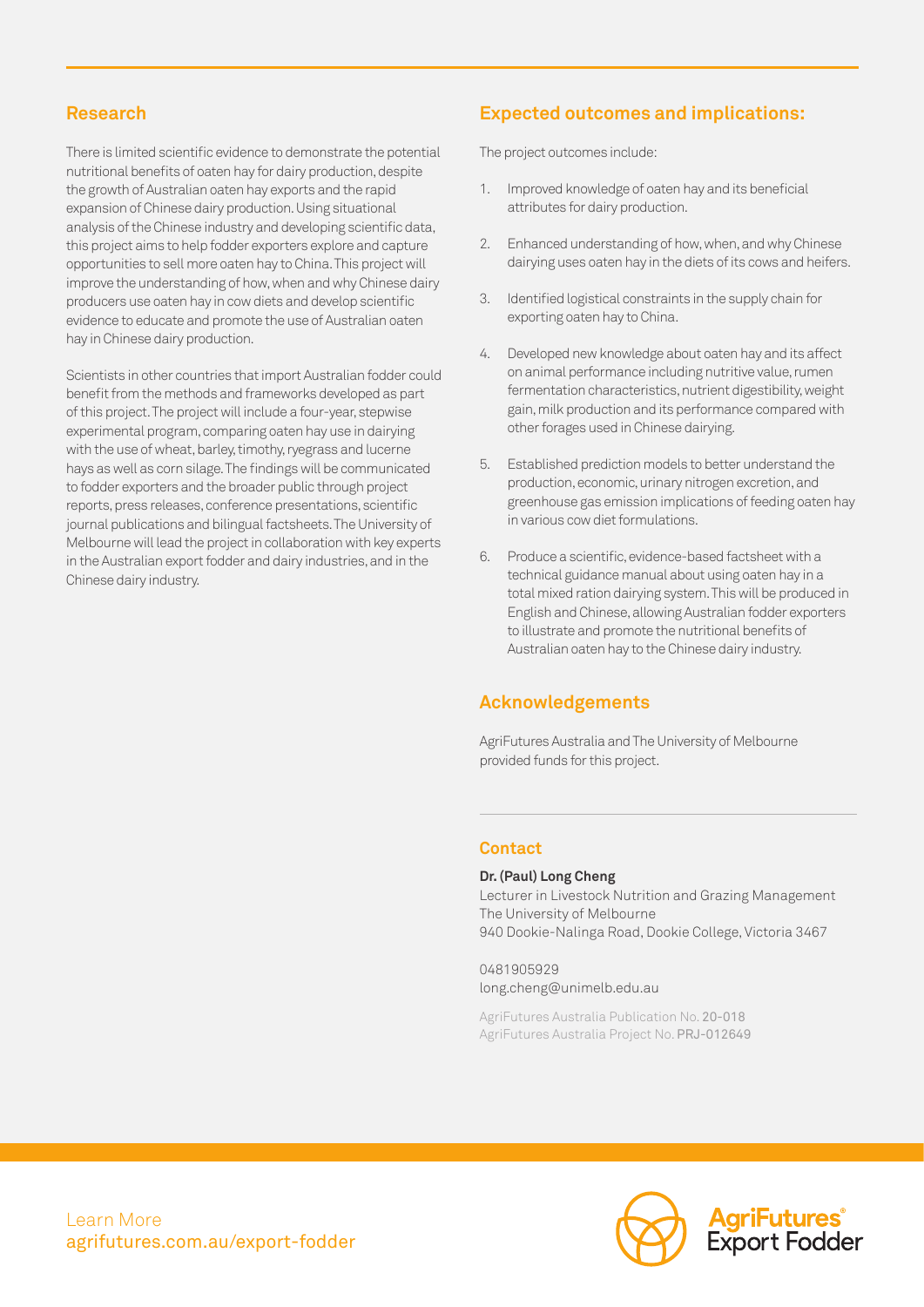## Research

There is limited scientific evidence to demonstrate the potential nutritional benefits of oaten hay for dairy production, despite the growth of Australian oaten hay exports and the rapid expansion of Chinese dairy production. Using situational analysis of the Chinese industry and developing scientific data, this project aims to help fodder exporters explore and capture opportunities to sell more oaten hay to China. This project will improve the understanding of how, when and why Chinese dairy producers use oaten hay in cow diets and develop scientific evidence to educate and promote the use of Australian oaten hay in Chinese dairy production.

Scientists in other countries that import Australian fodder could benefit from the methods and frameworks developed as part of this project. The project will include a four-year, stepwise experimental program, comparing oaten hay use in dairying with the use of wheat, barley, timothy, ryegrass and lucerne hays as well as corn silage. The findings will be communicated to fodder exporters and the broader public through project reports, press releases, conference presentations, scientific journal publications and bilingual factsheets. The University of Melbourne will lead the project in collaboration with key experts in the Australian export fodder and dairy industries, and in the Chinese dairy industry.

## Expected outcomes and implications:

The project outcomes include:

1. Improved knowledge of oaten hay and its beneficial attributes for dairy production.
2. Enhanced understanding of how, when, and why Chinese dairying uses oaten hay in the diets of its cows and heifers.
3. Identified logistical constraints in the supply chain for exporting oaten hay to China.
4. Developed new knowledge about oaten hay and its affect on animal performance including nutritive value, rumen fermentation characteristics, nutrient digestibility, weight gain, milk production and its performance compared with other forages used in Chinese dairying.
5. Established prediction models to better understand the production, economic, urinary nitrogen excretion, and greenhouse gas emission implications of feeding oaten hay in various cow diet formulations.
6. Produce a scientific, evidence-based factsheet with a technical guidance manual about using oaten hay in a total mixed ration dairying system. This will be produced in English and Chinese, allowing Australian fodder exporters to illustrate and promote the nutritional benefits of Australian oaten hay to the Chinese dairy industry.

## Acknowledgements

AgriFutures Australia and The University of Melbourne provided funds for this project.

## Contact

**Dr. (Paul) Long Cheng**
Lecturer in Livestock Nutrition and Grazing Management
The University of Melbourne
940 Dookie-Nalinga Road, Dookie College, Victoria 3467

0481905929
long.cheng@unimelb.edu.au

AgriFutures Australia Publication No. 20-018
AgriFutures Australia Project No. PRJ-012649

Learn More
agrifutures.com.au/export-fodder

AgriFutures® Export Fodder